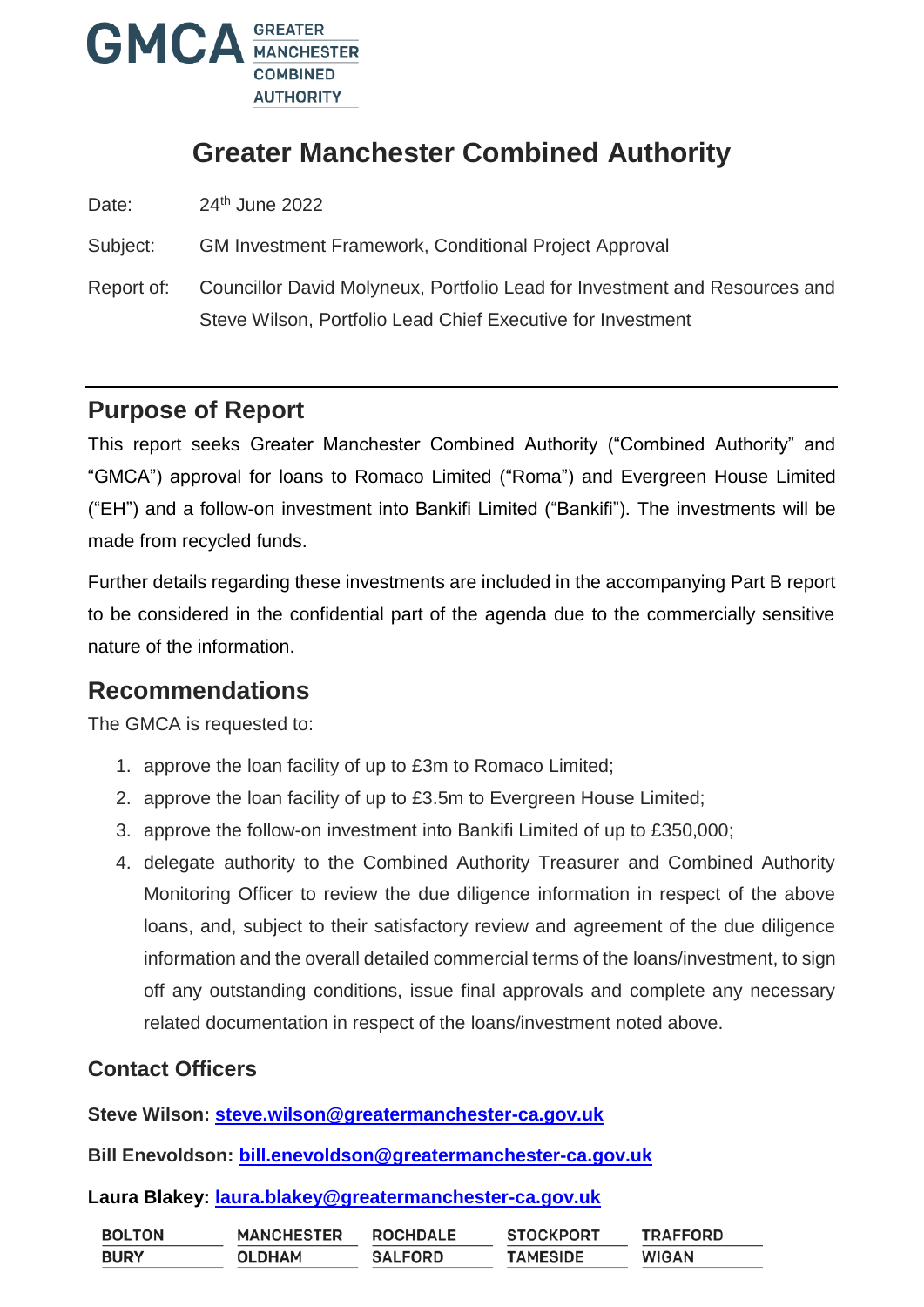# Greater Manchester Combined Authority

Date: 24th June 2022

Subject: GM Investment Framework, Conditional Project Approval

Report of: Councillor David Molyneux, Portfolio Lead for Investment and Resources and Steve Wilson, Portfolio Lead Chief Executive for Investment

## Purpose of Report

This report seeks Greater Manchester Combined Authority ("Combined Authority" and "GMCA") approval for loans to Romaco Limited ("Roma") and Evergreen House Limited ("EH") and a follow-on investment into Bankifi Limited ("Bankifi"). The investments will be made from recycled funds.

Further details regarding these investments are included in the accompanying Part B report to be considered in the confidential part of the agenda due to the commercially sensitive nature of the information.

## Recommendations

The GMCA is requested to:

1. approve the loan facility of up to £3m to Romaco Limited;
2. approve the loan facility of up to £3.5m to Evergreen House Limited;
3. approve the follow-on investment into Bankifi Limited of up to £350,000;
4. delegate authority to the Combined Authority Treasurer and Combined Authority Monitoring Officer to review the due diligence information in respect of the above loans, and, subject to their satisfactory review and agreement of the due diligence information and the overall detailed commercial terms of the loans/investment, to sign off any outstanding conditions, issue final approvals and complete any necessary related documentation in respect of the loans/investment noted above.

### Contact Officers

**Steve Wilson: steve.wilson@greatermanchester-ca.gov.uk**

**Bill Enevoldson: bill.enevoldson@greatermanchester-ca.gov.uk**

**Laura Blakey: laura.blakey@greatermanchester-ca.gov.uk**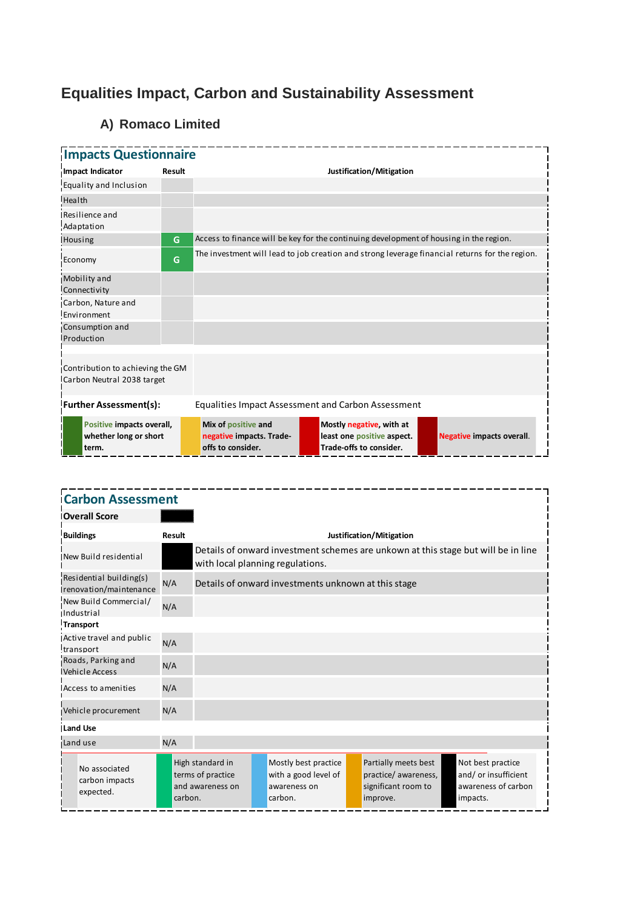## Equalities Impact, Carbon and Sustainability Assessment

### A) Romaco Limited

**Impacts Questionnaire**

| Impact Indicator | Result | Justification/Mitigation |
|---|---|---|
| Equality and Inclusion | | |
| Health | | |
| Resilience and Adaptation | | |
| Housing | G | Access to finance will be key for the continuing development of housing in the region. |
| Economy | G | The investment will lead to job creation and strong leverage financial returns for the region. |
| Mobility and Connectivity | | |
| Carbon, Nature and Environment | | |
| Consumption and Production | | |
| Contribution to achieving the GM Carbon Neutral 2038 target | | |
| **Further Assessment(s):** | | Equalities Impact Assessment and Carbon Assessment |

| Key | |
|---|---|
| Green | **Positive impacts overall, whether long or short term.** |
| Amber | **Mix of positive and negative impacts. Trade-offs to consider.** |
| Red | **Mostly negative, with at least one positive aspect. Trade-offs to consider.** |
| Dark red | **Negative impacts overall.** |

**Carbon Assessment**

**Overall Score**

| Buildings | Result | Justification/Mitigation |
|---|---|---|
| New Build residential | | Details of onward investment schemes are unkown at this stage but will be in line with local planning regulations. |
| Residential building(s) renovation/maintenance | N/A | Details of onward investments unknown at this stage |
| New Build Commercial/ Industrial | N/A | |
| **Transport** | | |
| Active travel and public transport | N/A | |
| Roads, Parking and Vehicle Access | N/A | |
| Access to amenities | N/A | |
| Vehicle procurement | N/A | |
| **Land Use** | | |
| Land use | N/A | |

| Key | |
|---|---|
| Grey | No associated carbon impacts expected. |
| Green | High standard in terms of practice and awareness on carbon. |
| Blue | Mostly best practice with a good level of awareness on carbon. |
| Amber | Partially meets best practice/ awareness, significant room to improve. |
| Black | Not best practice and/ or insufficient awareness of carbon impacts. |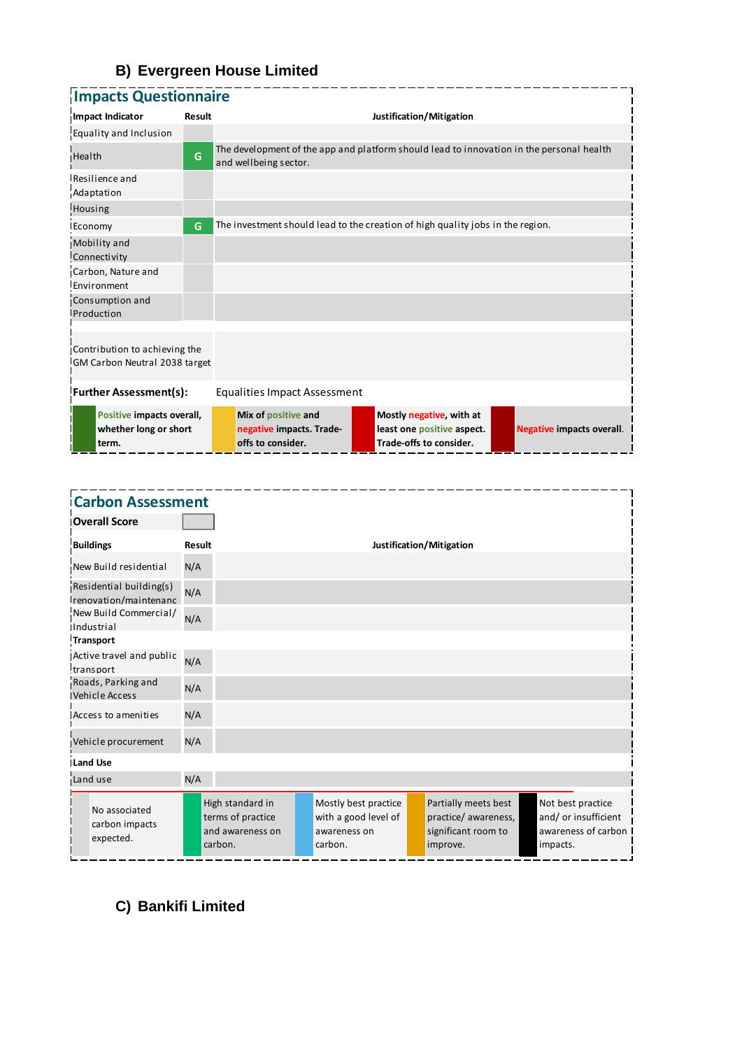## B) Evergreen House Limited

### Impacts Questionnaire

| Impact Indicator | Result | Justification/Mitigation |
|---|---|---|
| Equality and Inclusion | | |
| Health | G | The development of the app and platform should lead to innovation in the personal health and wellbeing sector. |
| Resilience and Adaptation | | |
| Housing | | |
| Economy | G | The investment should lead to the creation of high quality jobs in the region. |
| Mobility and Connectivity | | |
| Carbon, Nature and Environment | | |
| Consumption and Production | | |
| Contribution to achieving the GM Carbon Neutral 2038 target | | |

**Further Assessment(s):** Equalities Impact Assessment

| Key | | | |
|---|---|---|---|
| **Positive impacts overall, whether long or short term.** | **Mix of positive and negative impacts. Trade-offs to consider.** | **Mostly negative, with at least one positive aspect. Trade-offs to consider.** | **Negative impacts overall.** |

### Carbon Assessment

**Overall Score**

| Buildings | Result | Justification/Mitigation |
|---|---|---|
| New Build residential | N/A | |
| Residential building(s) renovation/maintenanc | N/A | |
| New Build Commercial/ Industrial | N/A | |
| **Transport** | | |
| Active travel and public transport | N/A | |
| Roads, Parking and Vehicle Access | N/A | |
| Access to amenities | N/A | |
| Vehicle procurement | N/A | |
| **Land Use** | | |
| Land use | N/A | |

| Key | | | | |
|---|---|---|---|---|
| No associated carbon impacts expected. | High standard in terms of practice and awareness on carbon. | Mostly best practice with a good level of awareness on carbon. | Partially meets best practice/ awareness, significant room to improve. | Not best practice and/ or insufficient awareness of carbon impacts. |

## C) Bankifi Limited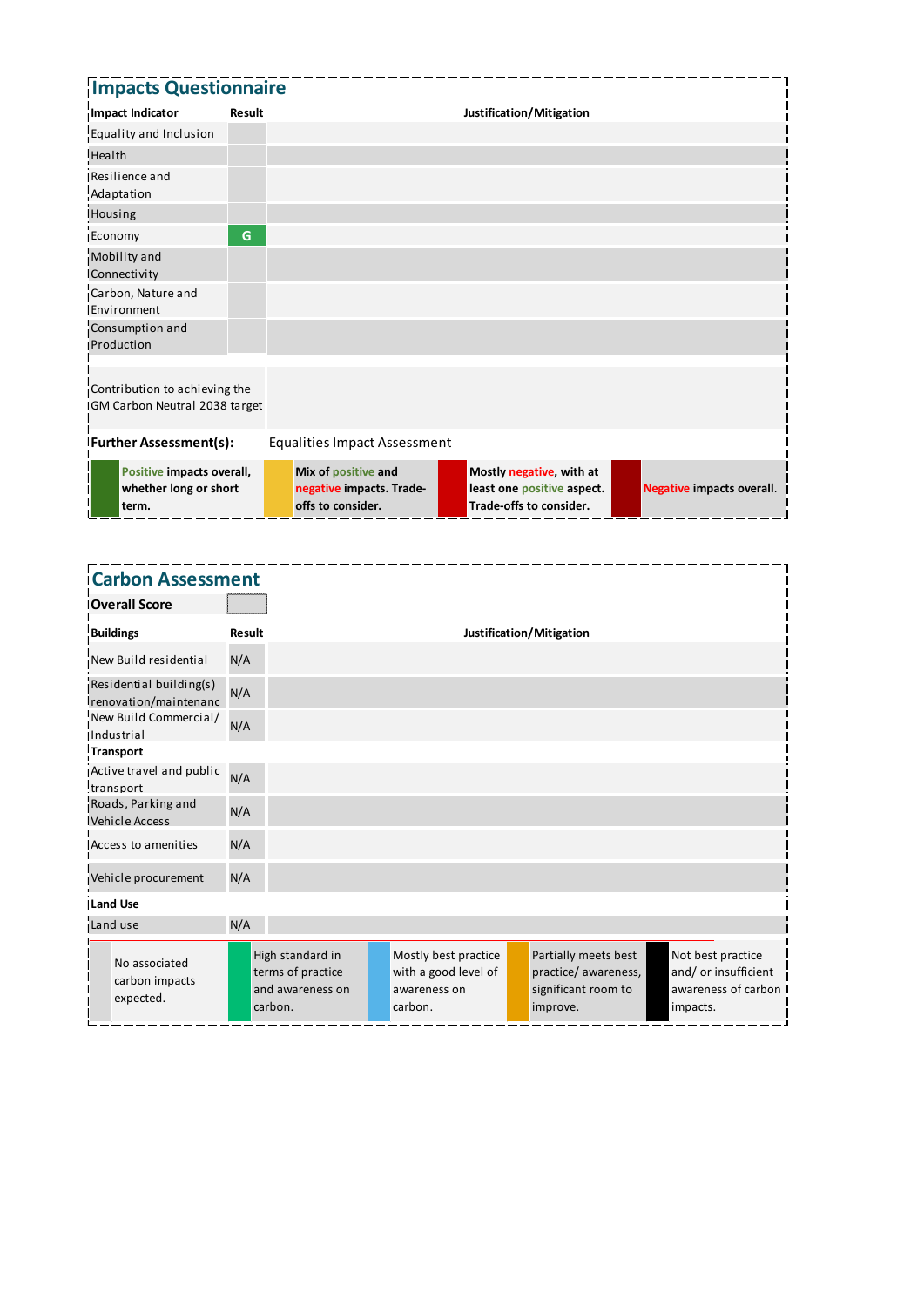## Impacts Questionnaire

| Impact Indicator | Result | Justification/Mitigation |
|---|---|---|
| Equality and Inclusion | | |
| Health | | |
| Resilience and Adaptation | | |
| Housing | | |
| Economy | G | |
| Mobility and Connectivity | | |
| Carbon, Nature and Environment | | |
| Consumption and Production | | |
| Contribution to achieving the GM Carbon Neutral 2038 target | | |

**Further Assessment(s):** Equalities Impact Assessment

| Key | Description |
|---|---|
| Green | **Positive impacts overall, whether long or short term.** |
| Yellow | **Mix of positive and negative impacts. Trade-offs to consider.** |
| Red | **Mostly negative, with at least one positive aspect. Trade-offs to consider.** |
| Dark red | **Negative impacts overall.** |

## Carbon Assessment

**Overall Score**

| Buildings | Result | Justification/Mitigation |
|---|---|---|
| New Build residential | N/A | |
| Residential building(s) renovation/maintenanc | N/A | |
| New Build Commercial/ Industrial | N/A | |
| **Transport** | | |
| Active travel and public transport | N/A | |
| Roads, Parking and Vehicle Access | N/A | |
| Access to amenities | N/A | |
| Vehicle procurement | N/A | |
| **Land Use** | | |
| Land use | N/A | |

| Key | Description |
|---|---|
| Grey | No associated carbon impacts expected. |
| Green | High standard in terms of practice and awareness on carbon. |
| Blue | Mostly best practice with a good level of awareness on carbon. |
| Orange | Partially meets best practice/ awareness, significant room to improve. |
| Black | Not best practice and/ or insufficient awareness of carbon impacts. |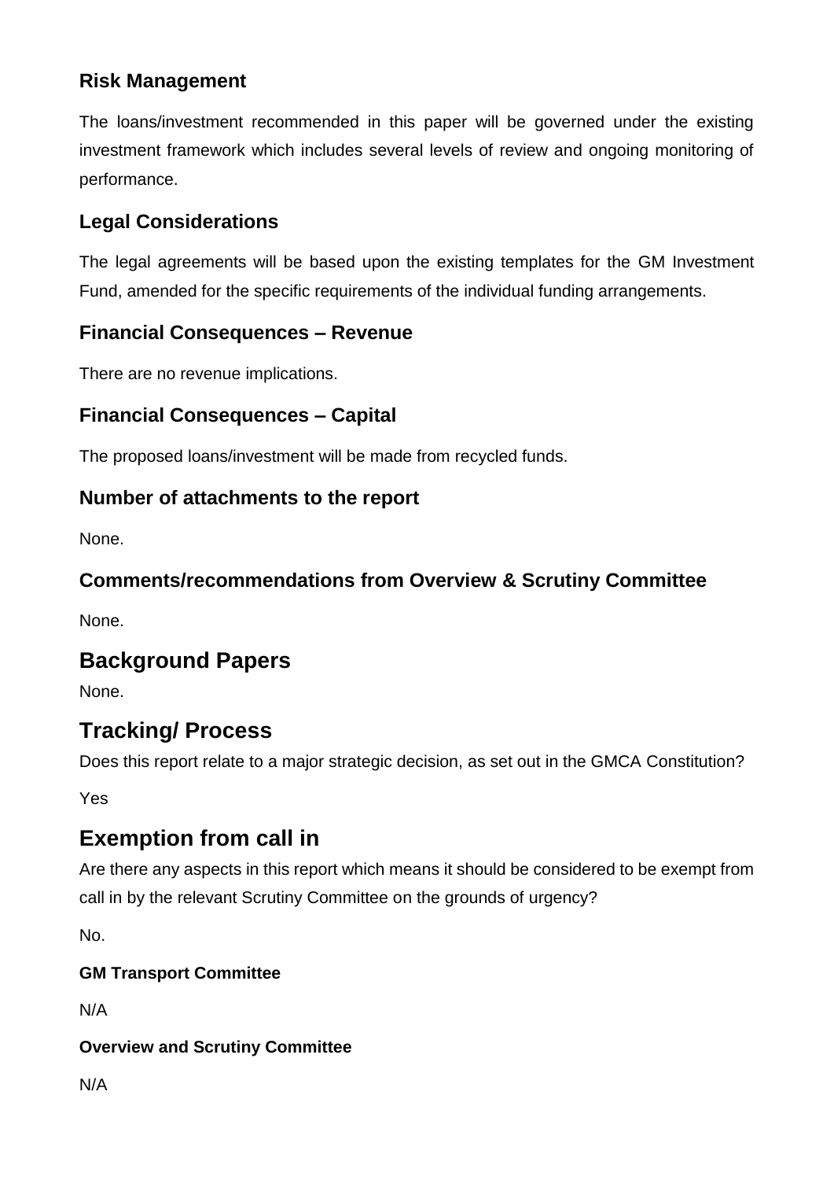### Risk Management

The loans/investment recommended in this paper will be governed under the existing investment framework which includes several levels of review and ongoing monitoring of performance.

### Legal Considerations

The legal agreements will be based upon the existing templates for the GM Investment Fund, amended for the specific requirements of the individual funding arrangements.

### Financial Consequences – Revenue

There are no revenue implications.

### Financial Consequences – Capital

The proposed loans/investment will be made from recycled funds.

### Number of attachments to the report

None.

### Comments/recommendations from Overview & Scrutiny Committee

None.

## Background Papers

None.

## Tracking/ Process

Does this report relate to a major strategic decision, as set out in the GMCA Constitution?

Yes

## Exemption from call in

Are there any aspects in this report which means it should be considered to be exempt from call in by the relevant Scrutiny Committee on the grounds of urgency?

No.

#### GM Transport Committee

N/A

#### Overview and Scrutiny Committee

N/A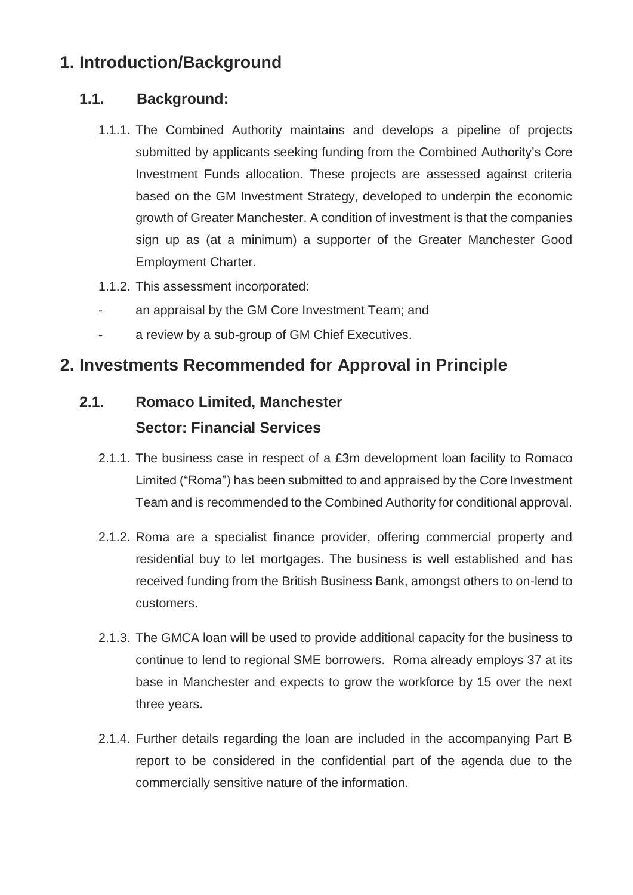# 1. Introduction/Background

## 1.1. Background:

1.1.1. The Combined Authority maintains and develops a pipeline of projects submitted by applicants seeking funding from the Combined Authority's Core Investment Funds allocation. These projects are assessed against criteria based on the GM Investment Strategy, developed to underpin the economic growth of Greater Manchester. A condition of investment is that the companies sign up as (at a minimum) a supporter of the Greater Manchester Good Employment Charter.

1.1.2. This assessment incorporated:

- an appraisal by the GM Core Investment Team; and
- a review by a sub-group of GM Chief Executives.

# 2. Investments Recommended for Approval in Principle

## 2.1. Romaco Limited, Manchester
## Sector: Financial Services

2.1.1. The business case in respect of a £3m development loan facility to Romaco Limited ("Roma") has been submitted to and appraised by the Core Investment Team and is recommended to the Combined Authority for conditional approval.

2.1.2. Roma are a specialist finance provider, offering commercial property and residential buy to let mortgages. The business is well established and has received funding from the British Business Bank, amongst others to on-lend to customers.

2.1.3. The GMCA loan will be used to provide additional capacity for the business to continue to lend to regional SME borrowers. Roma already employs 37 at its base in Manchester and expects to grow the workforce by 15 over the next three years.

2.1.4. Further details regarding the loan are included in the accompanying Part B report to be considered in the confidential part of the agenda due to the commercially sensitive nature of the information.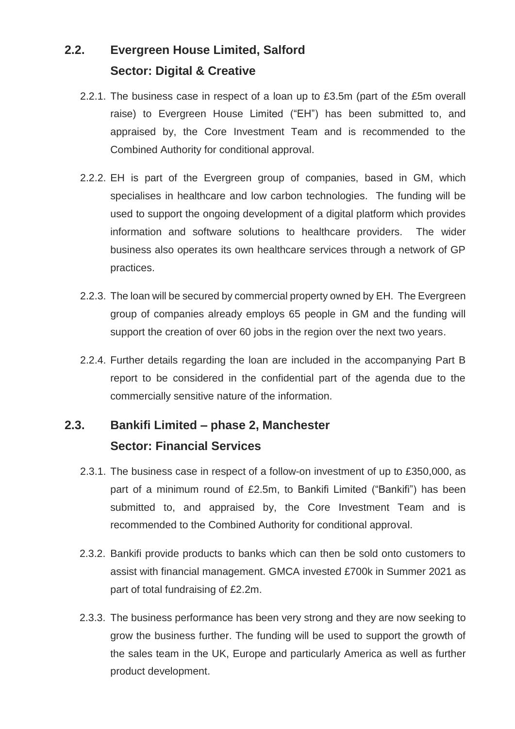## 2.2. Evergreen House Limited, Salford

**Sector: Digital & Creative**

2.2.1. The business case in respect of a loan up to £3.5m (part of the £5m overall raise) to Evergreen House Limited ("EH") has been submitted to, and appraised by, the Core Investment Team and is recommended to the Combined Authority for conditional approval.

2.2.2. EH is part of the Evergreen group of companies, based in GM, which specialises in healthcare and low carbon technologies. The funding will be used to support the ongoing development of a digital platform which provides information and software solutions to healthcare providers. The wider business also operates its own healthcare services through a network of GP practices.

2.2.3. The loan will be secured by commercial property owned by EH. The Evergreen group of companies already employs 65 people in GM and the funding will support the creation of over 60 jobs in the region over the next two years.

2.2.4. Further details regarding the loan are included in the accompanying Part B report to be considered in the confidential part of the agenda due to the commercially sensitive nature of the information.

## 2.3. Bankifi Limited – phase 2, Manchester

**Sector: Financial Services**

2.3.1. The business case in respect of a follow-on investment of up to £350,000, as part of a minimum round of £2.5m, to Bankifi Limited ("Bankifi") has been submitted to, and appraised by, the Core Investment Team and is recommended to the Combined Authority for conditional approval.

2.3.2. Bankifi provide products to banks which can then be sold onto customers to assist with financial management. GMCA invested £700k in Summer 2021 as part of total fundraising of £2.2m.

2.3.3. The business performance has been very strong and they are now seeking to grow the business further. The funding will be used to support the growth of the sales team in the UK, Europe and particularly America as well as further product development.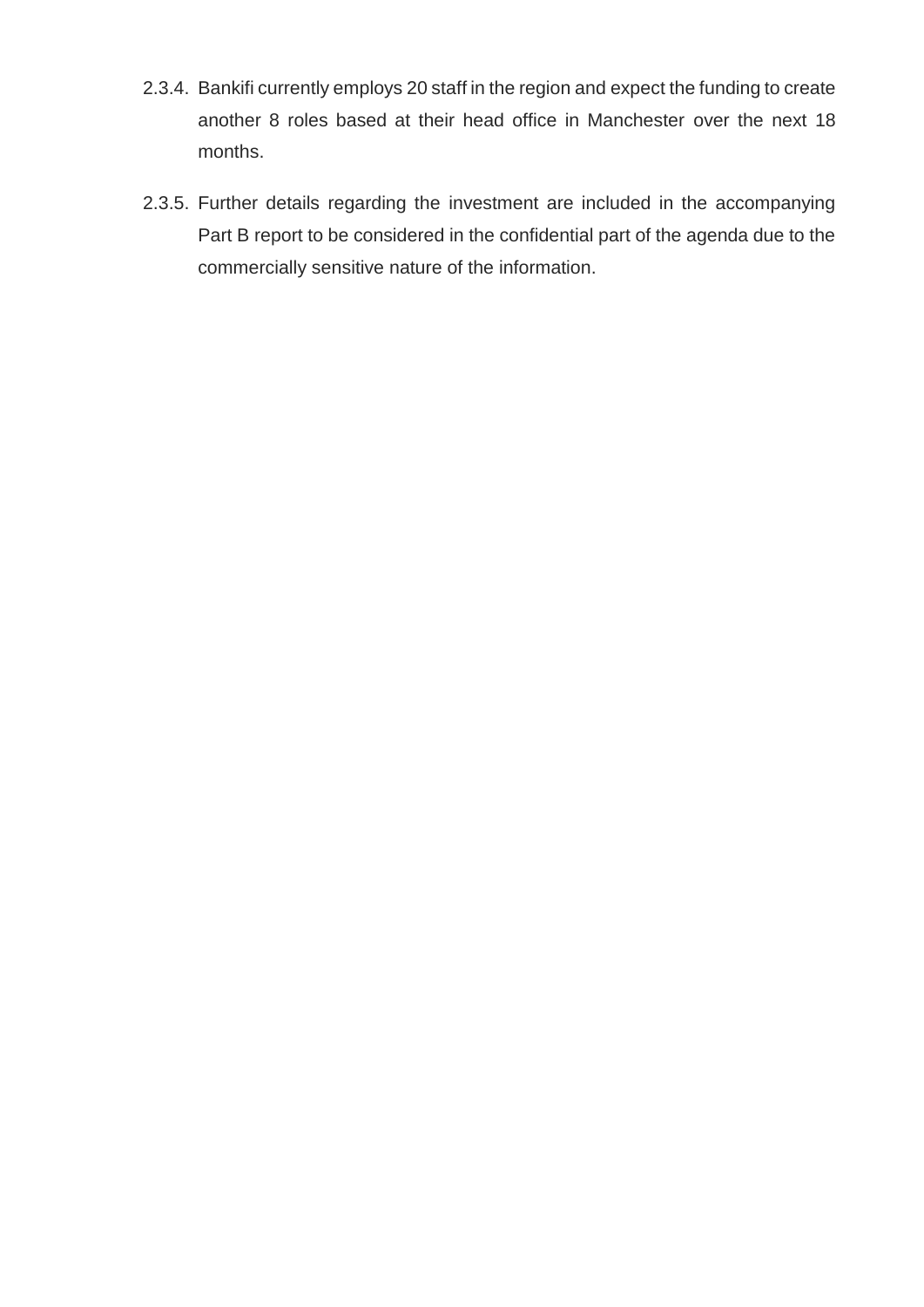2.3.4. Bankifi currently employs 20 staff in the region and expect the funding to create another 8 roles based at their head office in Manchester over the next 18 months.

2.3.5. Further details regarding the investment are included in the accompanying Part B report to be considered in the confidential part of the agenda due to the commercially sensitive nature of the information.